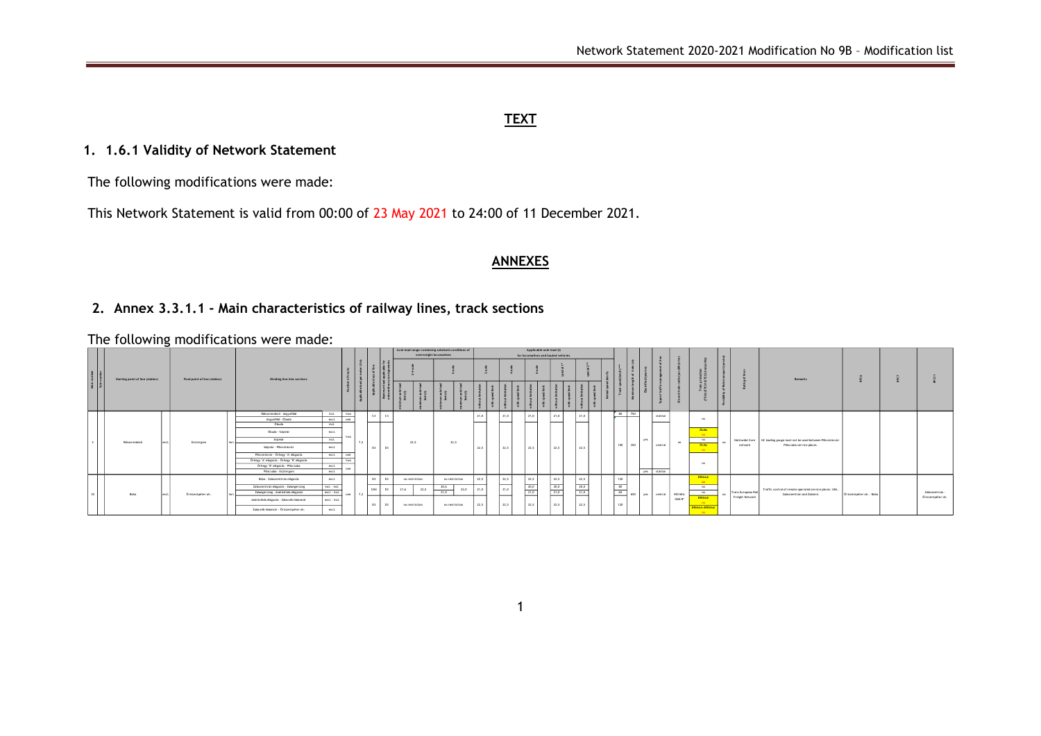## TEXT

### 1. 1.6.1 Validity of Network Statement

The following modifications were made:

This Network Statement is valid from 00:00 of 23 May 2021 to 24:00 of 11 December 2021.

## ANNEXES

### 2. Annex 3.3.1.1 - Main characteristics of railway lines, track sections

The following modifications were made:

| Main number | Sub number | Starting point of line (station) | | Final point of line (station) | | Dividing line into sections | | Number of tracks | Applicable track parameter (t/m) | Applicable class of line | Measurement applicable for overweight locomotives | Axle load range containing subsidised conditions of overweight locomotives | | | | Applicable axle load (t) for locomotives and hauled vehicles | | | | | | | | | | Track speed (km/h) | Maximum length of train (m) | Electrification (yes/no) | Type of traffic management of line | Ground-train radio system (MHz) | Train protection | Possibility | Rating of lines | Remarks | | | |
|---|---|---|---|---|---|---|---|---|---|---|---|---|---|---|---|---|---|---|---|---|---|---|---|---|---|---|---|---|---|---|---|---|---|---|---|---|---|
| | | | | | | | | | | | | 2-axle | | 4-axle | | 2-axle | | 4-axle | | 6-axle | | special 1** | | special 2** | | | | | | | | | | | | | |
| | | | | | | | | | | | | minimum axle load limit (t) | maximum axle load limit (t) | minimum axle load limit (t) | maximum axle load limit (t) | without limitation | with speed limit | without limitation | with speed limit | without limitation | with speed limit | without limitation | with speed limit | without limitation | with speed limit | | | | | | | | | | | | |
| 1 | | Rákosrendező | excl. | Esztergom | incl. | Rákosrendező - Angyalföld | incl. | two | 7,2 | C3 | C3 | | | | | 21,0 | | 21,0 | | 21,0 | | 21,0 | | 21,0 | | 80 | 750 | yes | station | no | no | no | National Core network | GC loading gauge must not be used between Pilisvörösvár - Piliscsaba service places. | | | |
| | | | | | | Angyalföld - Óbuda | excl. | one | | | | | | | | | | | | | | | | | | | | | | | | | | | | | |
| | | | | | | Óbuda | incl. | | | | | | | | | | | | | | | | | | | | | | | | | | | | | | |
| | | | | | | Óbuda - Solymár | excl. | two | | D3 | D3 | 22,5 | | 22,5 | | 22,5 | | 22,5 | | 22,5 | | 22,5 | | 22,5 | | 100 | 350 | | central | | EVM / no | | | | | | |
| | | | | | | Solymár | incl. | | | | | | | | | | | | | | | | | | | | | | | | | | | | | | |
| | | | | | | Solymár - Pilisvörösvár | excl. | | | | | | | | | | | | | | | | | | | | | | | | EVM / no | | | | | | |
| | | | | | | Pilisvörösvár - Örhegy "A" elágazás | excl. | one | | | | | | | | | | | | | | | | | | | | | | | | | | | | | |
| | | | | | | Örhegy "A" elágazás - Örhegy "B" elágazás | excl. | two | | | | | | | | | | | | | | | | | | | | | | | no | | | | | | |
| | | | | | | Örhegy "B" elágazás - Piliscsaba | excl. | one | | | | | | | | | | | | | | | | | | | | | | | | | | | | | |
| | | | | | | Piliscsaba - Esztergom | excl. | | | | | | | | | | | | | | | | | | | | | yes | station | | | | | | | | |
| 15 | | Boba | excl. | Őrszentpéter oh. | incl. | Boba - Zalaszentiván elágazás | excl. | one | 7,2 | D3 | D3 | no restriction | | no restriction | | 22,5 | | 22,5 | | 22,5 | | 22,5 | | 22,5 | | 120 | 650 | yes | central | 450 MHz GSM-R | ETCS L2 / no | no | Trans European Rail Freight Network | Traffic control of remote operated service places: Ukk, Zalaszentiván and Zalaistvánd. | Őrszentpéter oh. - Boba | | Zalaszentiván - Őrszentpéter oh. |
| | | | | | | Zalaszentiván elágazás - Zalaegerszeg | incl. - incl. | | | DN2 | D3 | 21,6 | 22,5 | 20,6 | 21,0 | 21,0 | | 21,0 | | 20,0 | | 20,0 | | 20,0 | | 80 | | | | | no | | | | | | |
| | | | | | | Zalaegerszeg - Andráshida elágazás | excl. - incl. | | | | | | | 21,0 | | | | | | 21,0 | | 21,0 | | 21,0 | | 60 | | | | | no | | | | | | |
| | | | | | | Andráshida elágazás - Zalacséb-Salomvár | excl. - incl. | | | D3 | D3 | no restriction | | no restriction | | 22,5 | | 22,5 | | 22,5 | | 22,5 | | 22,5 | | 120 | | | | | ETCS L2 / no | | | | | | |
| | | | | | | Zalacséb-Salomvár - Őrszentpéter oh. | excl. | | | | | | | | | | | | | | | | | | | | | | | | ETCS L1, ETCS L2 / no | | | | | | |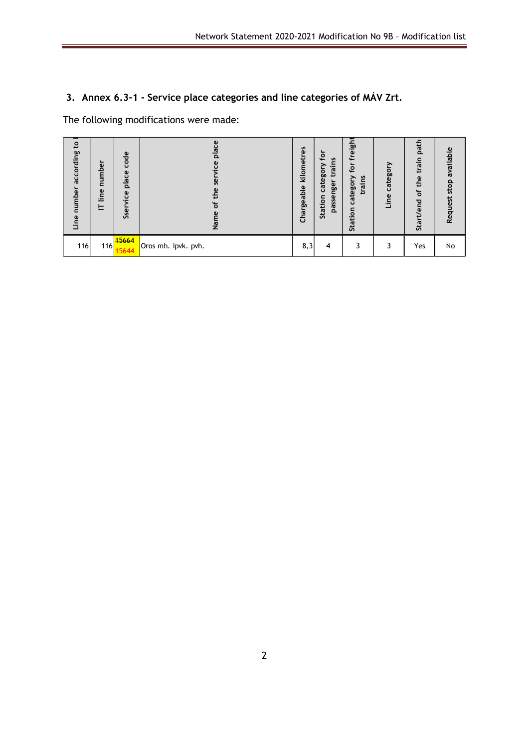## 3. Annex 6.3-1 - Service place categories and line categories of MÁV Zrt.

The following modifications were made:

| Line number according to I | IT line number | Sservice place code | Name of the service place | Chargeable kilometres | Station category for passenger trains | Station category for freight trains | Line category | Start/end of the train path | Request stop available |
|---|---|---|---|---|---|---|---|---|---|
| 116 | 116 | ~~15664~~ 15644 | Oros mh. ipvk. pvh. | 8,3 | 4 | 3 | 3 | Yes | No |